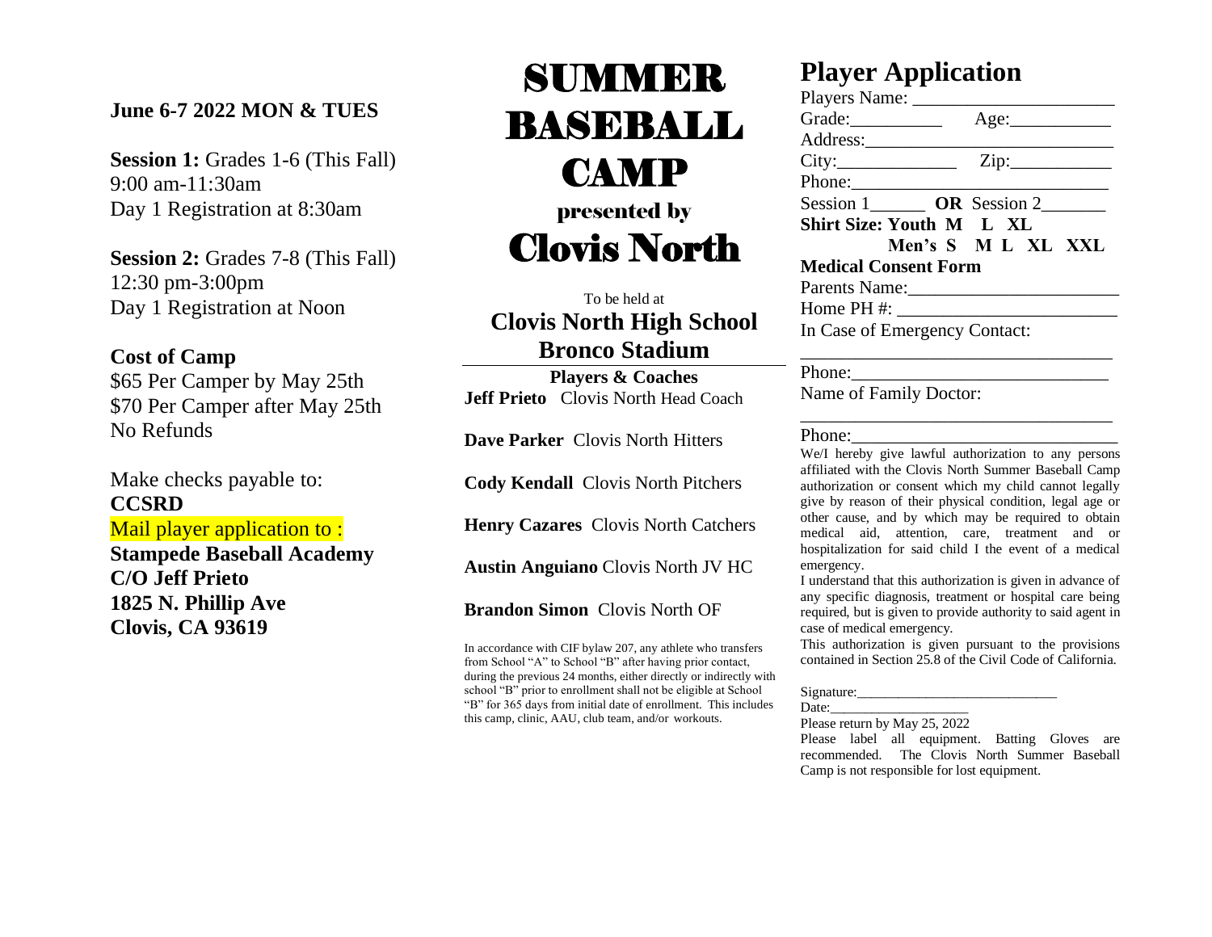**June 6-7 2022 MON & TUES**

**Session 1:** Grades 1-6 (This Fall)
9:00 am-11:30am
Day 1 Registration at 8:30am

**Session 2:** Grades 7-8 (This Fall)
12:30 pm-3:00pm
Day 1 Registration at Noon

**Cost of Camp**
$65 Per Camper by May 25th
$70 Per Camper after May 25th
No Refunds

Make checks payable to:
**CCSRD**
Mail player application to :
**Stampede Baseball Academy**
**C/O Jeff Prieto**
**1825 N. Phillip Ave**
**Clovis, CA 93619**

# SUMMER BASEBALL CAMP

## presented by

# Clovis North

To be held at

**Clovis North High School**
**Bronco Stadium**

**Players & Coaches**

**Jeff Prieto** Clovis North Head Coach

**Dave Parker** Clovis North Hitters

**Cody Kendall** Clovis North Pitchers

**Henry Cazares** Clovis North Catchers

**Austin Anguiano** Clovis North JV HC

**Brandon Simon** Clovis North OF

In accordance with CIF bylaw 207, any athlete who transfers from School "A" to School "B" after having prior contact, during the previous 24 months, either directly or indirectly with school "B" prior to enrollment shall not be eligible at School "B" for 365 days from initial date of enrollment. This includes this camp, clinic, AAU, club team, and/or workouts.

# Player Application

Players Name: ______________________
Grade:__________ Age:___________
Address:____________________________
City:_____________ Zip:___________
Phone:_____________________________
Session 1______ **OR** Session 2_______
**Shirt Size: Youth M L XL**
**Men's S M L XL XXL**

**Medical Consent Form**

Parents Name:_______________________
Home PH #: ________________________
In Case of Emergency Contact:
__________________________________
Phone:_____________________________
Name of Family Doctor:
__________________________________
Phone:_____________________________

We/I hereby give lawful authorization to any persons affiliated with the Clovis North Summer Baseball Camp authorization or consent which my child cannot legally give by reason of their physical condition, legal age or other cause, and by which may be required to obtain medical aid, attention, care, treatment and or hospitalization for said child I the event of a medical emergency.

I understand that this authorization is given in advance of any specific diagnosis, treatment or hospital care being required, but is given to provide authority to said agent in case of medical emergency.

This authorization is given pursuant to the provisions contained in Section 25.8 of the Civil Code of California.

Signature:___________________________
Date:____________________

Please return by May 25, 2022

Please label all equipment. Batting Gloves are recommended. The Clovis North Summer Baseball Camp is not responsible for lost equipment.